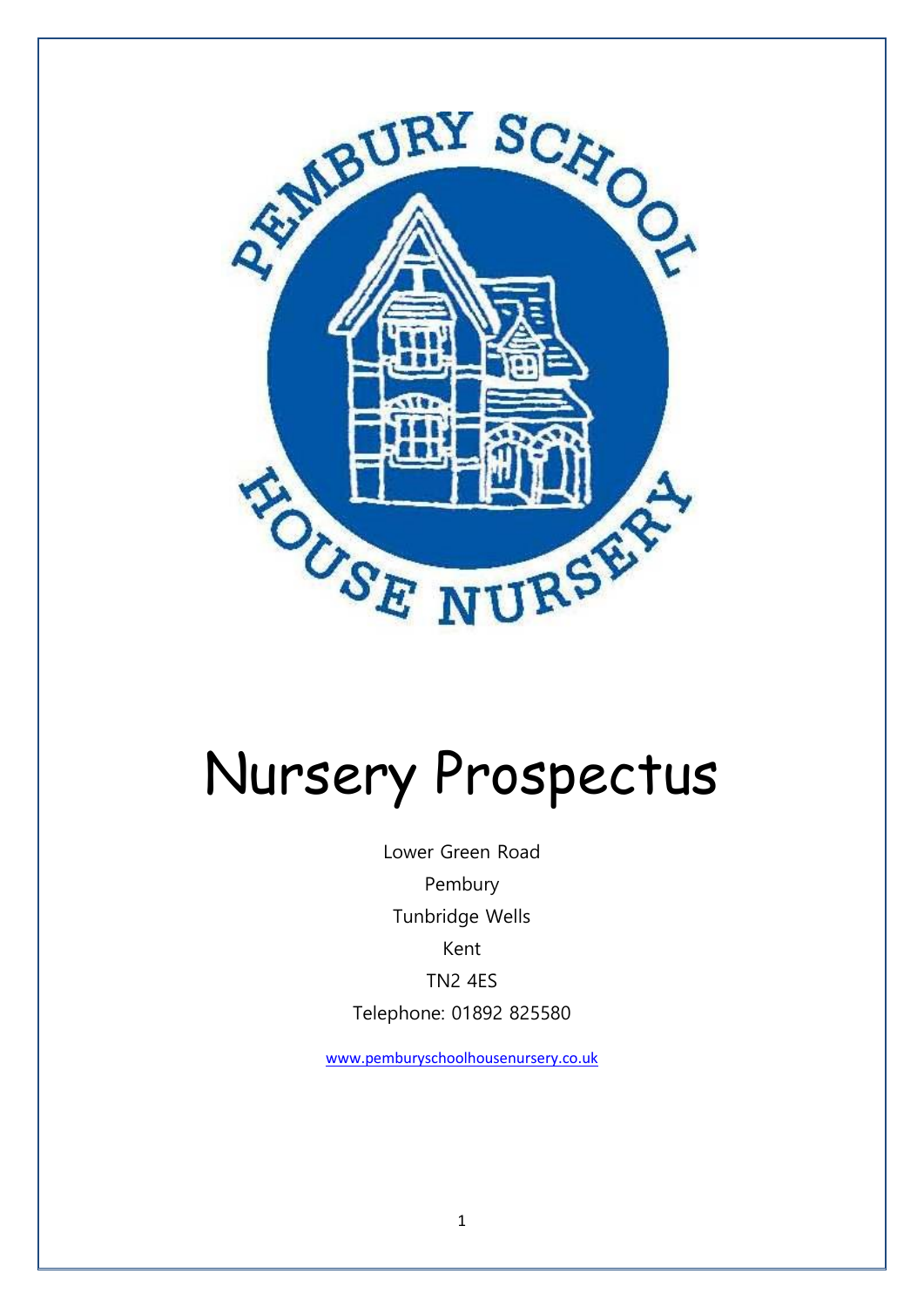PEMBURY SCHOOL HOUSE NURSERY

# Nursery Prospectus

Lower Green Road

Pembury

Tunbridge Wells

Kent

TN2 4ES

Telephone: 01892 825580

www.pemburyschoolhousenursery.co.uk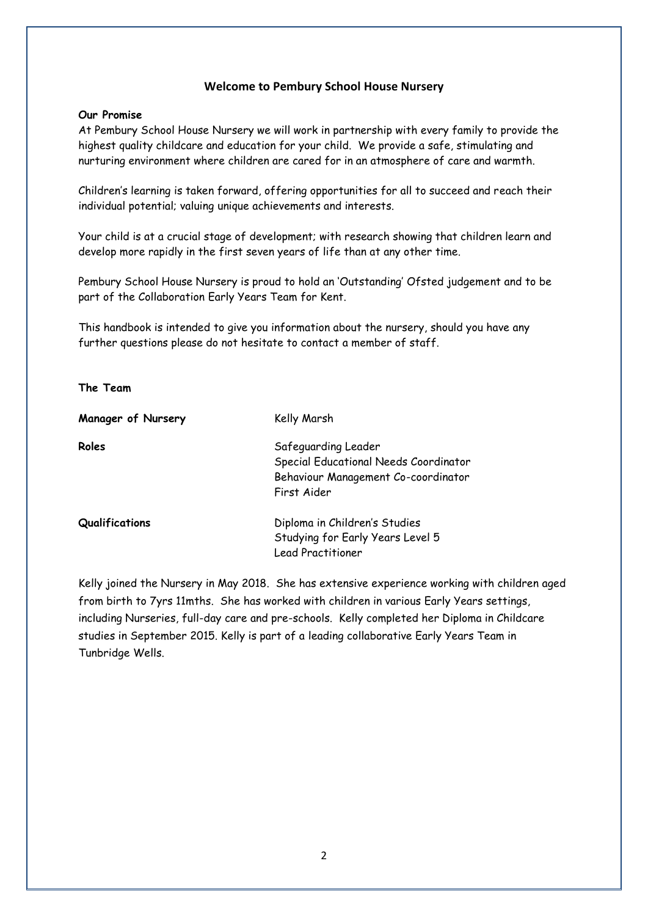## Welcome to Pembury School House Nursery

**Our Promise**

At Pembury School House Nursery we will work in partnership with every family to provide the highest quality childcare and education for your child. We provide a safe, stimulating and nurturing environment where children are cared for in an atmosphere of care and warmth.

Children's learning is taken forward, offering opportunities for all to succeed and reach their individual potential; valuing unique achievements and interests.

Your child is at a crucial stage of development; with research showing that children learn and develop more rapidly in the first seven years of life than at any other time.

Pembury School House Nursery is proud to hold an 'Outstanding' Ofsted judgement and to be part of the Collaboration Early Years Team for Kent.

This handbook is intended to give you information about the nursery, should you have any further questions please do not hesitate to contact a member of staff.

**The Team**

| | |
|---|---|
| **Manager of Nursery** | Kelly Marsh |
| **Roles** | Safeguarding Leader<br>Special Educational Needs Coordinator<br>Behaviour Management Co-coordinator<br>First Aider |
| **Qualifications** | Diploma in Children's Studies<br>Studying for Early Years Level 5<br>Lead Practitioner |

Kelly joined the Nursery in May 2018. She has extensive experience working with children aged from birth to 7yrs 11mths. She has worked with children in various Early Years settings, including Nurseries, full-day care and pre-schools. Kelly completed her Diploma in Childcare studies in September 2015. Kelly is part of a leading collaborative Early Years Team in Tunbridge Wells.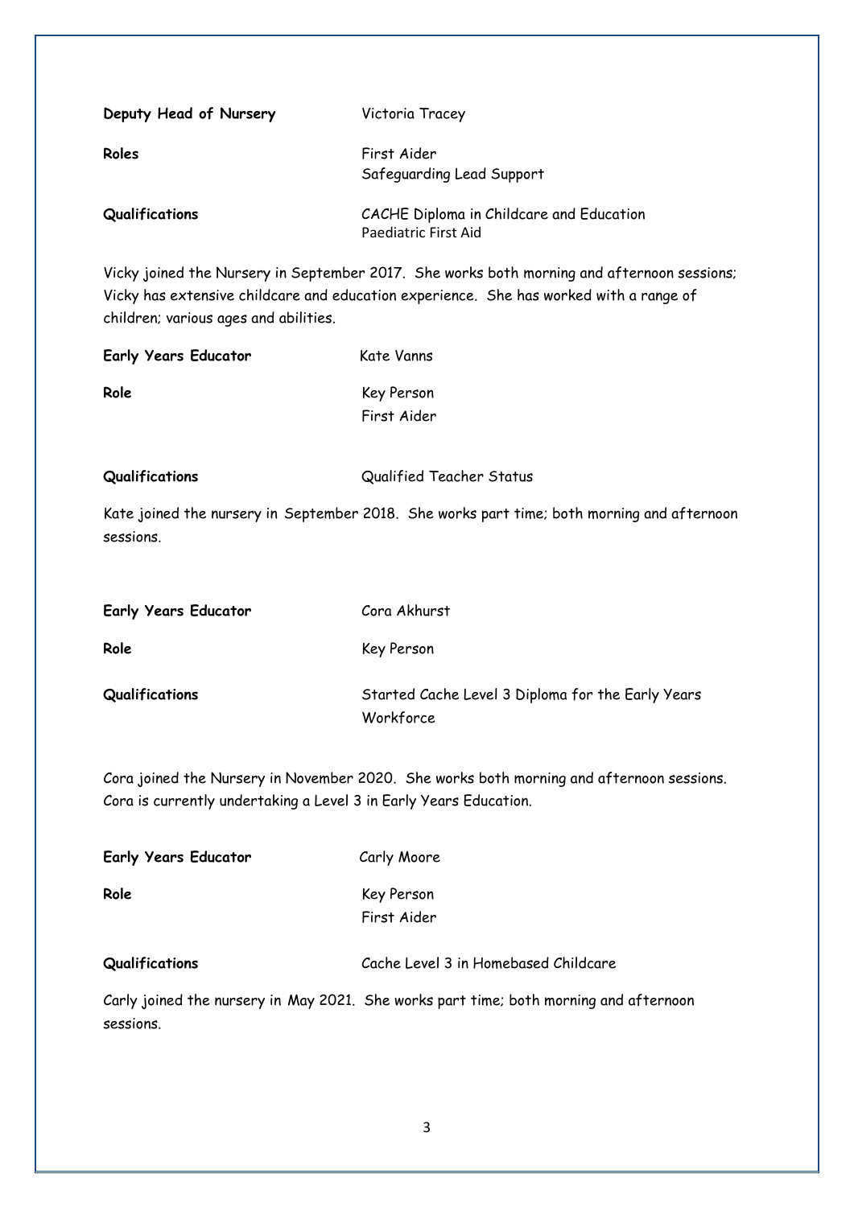**Deputy Head of Nursery** Victoria Tracey

**Roles** First Aider
Safeguarding Lead Support

**Qualifications** CACHE Diploma in Childcare and Education
Paediatric First Aid

Vicky joined the Nursery in September 2017. She works both morning and afternoon sessions; Vicky has extensive childcare and education experience. She has worked with a range of children; various ages and abilities.

**Early Years Educator** Kate Vanns

**Role** Key Person
First Aider

**Qualifications** Qualified Teacher Status

Kate joined the nursery in September 2018. She works part time; both morning and afternoon sessions.

**Early Years Educator** Cora Akhurst

**Role** Key Person

**Qualifications** Started Cache Level 3 Diploma for the Early Years Workforce

Cora joined the Nursery in November 2020. She works both morning and afternoon sessions. Cora is currently undertaking a Level 3 in Early Years Education.

**Early Years Educator** Carly Moore

**Role** Key Person
First Aider

**Qualifications** Cache Level 3 in Homebased Childcare

Carly joined the nursery in May 2021. She works part time; both morning and afternoon sessions.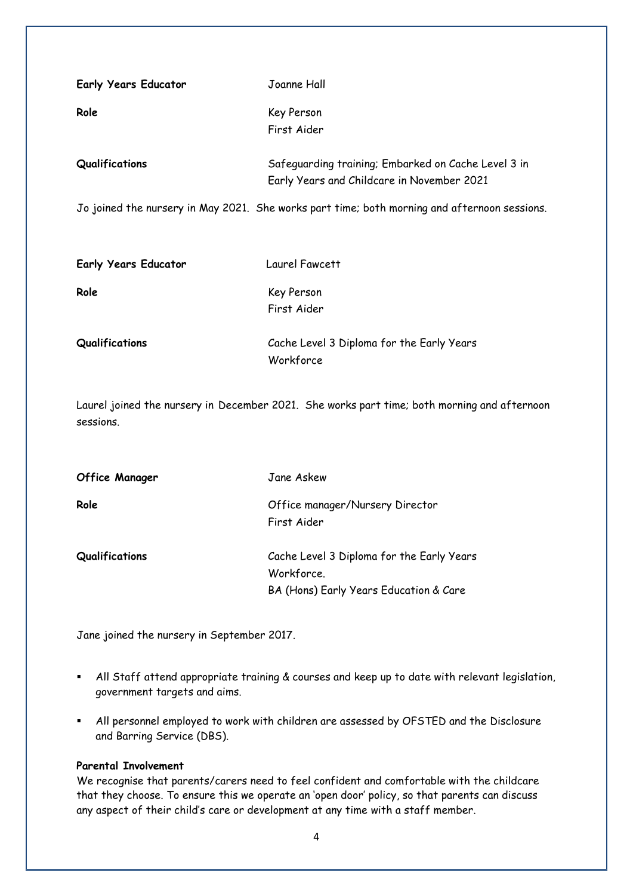**Early Years Educator** Joanne Hall

**Role** Key Person
First Aider

**Qualifications** Safeguarding training; Embarked on Cache Level 3 in Early Years and Childcare in November 2021

Jo joined the nursery in May 2021. She works part time; both morning and afternoon sessions.

**Early Years Educator** Laurel Fawcett

**Role** Key Person
First Aider

**Qualifications** Cache Level 3 Diploma for the Early Years Workforce

Laurel joined the nursery in December 2021. She works part time; both morning and afternoon sessions.

**Office Manager** Jane Askew

**Role** Office manager/Nursery Director
First Aider

**Qualifications** Cache Level 3 Diploma for the Early Years Workforce.
BA (Hons) Early Years Education & Care

Jane joined the nursery in September 2017.

- All Staff attend appropriate training & courses and keep up to date with relevant legislation, government targets and aims.
- All personnel employed to work with children are assessed by OFSTED and the Disclosure and Barring Service (DBS).

**Parental Involvement**

We recognise that parents/carers need to feel confident and comfortable with the childcare that they choose. To ensure this we operate an 'open door' policy, so that parents can discuss any aspect of their child's care or development at any time with a staff member.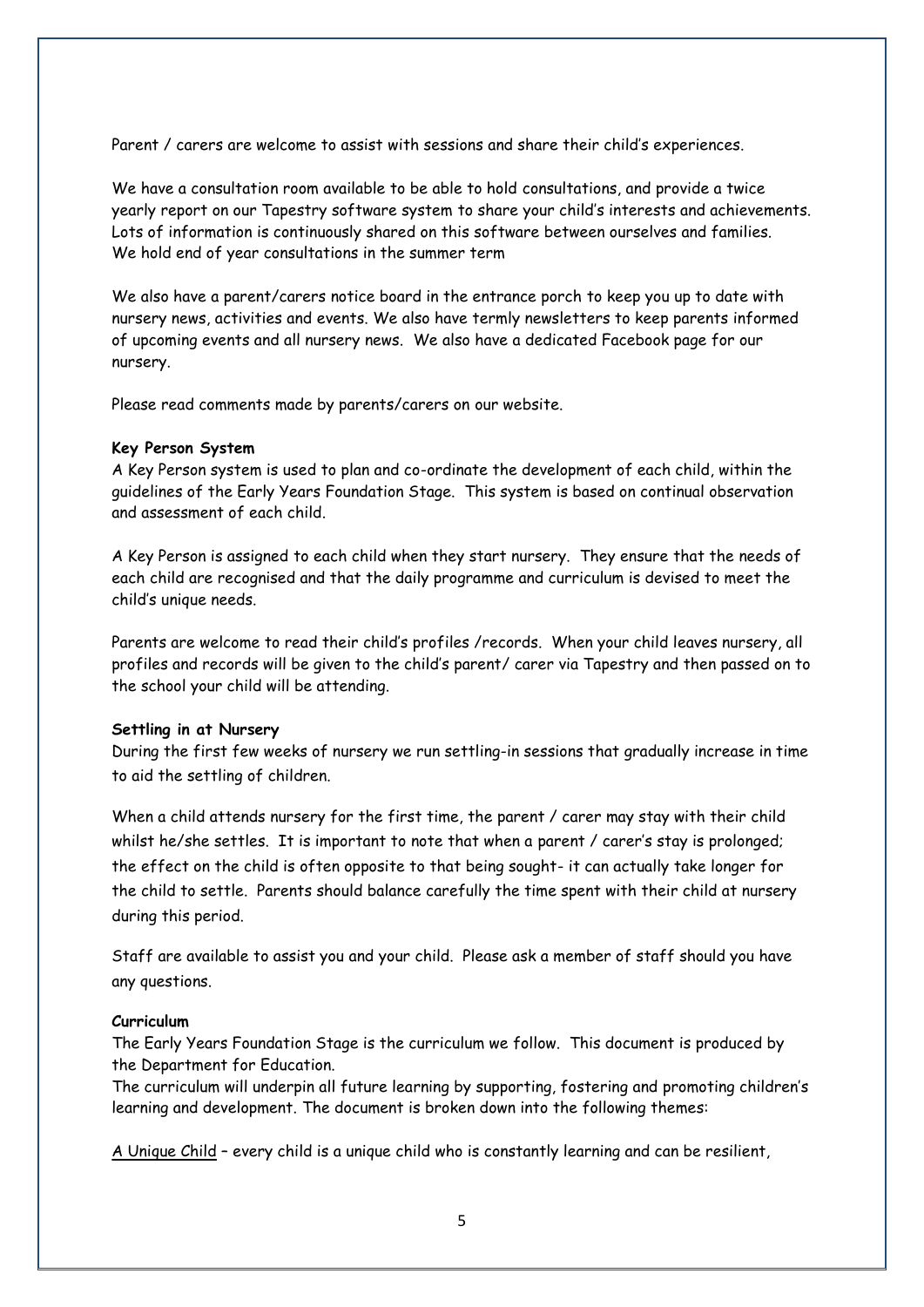Parent / carers are welcome to assist with sessions and share their child's experiences.

We have a consultation room available to be able to hold consultations, and provide a twice yearly report on our Tapestry software system to share your child's interests and achievements. Lots of information is continuously shared on this software between ourselves and families. We hold end of year consultations in the summer term

We also have a parent/carers notice board in the entrance porch to keep you up to date with nursery news, activities and events. We also have termly newsletters to keep parents informed of upcoming events and all nursery news. We also have a dedicated Facebook page for our nursery.

Please read comments made by parents/carers on our website.

**Key Person System**

A Key Person system is used to plan and co-ordinate the development of each child, within the guidelines of the Early Years Foundation Stage. This system is based on continual observation and assessment of each child.

A Key Person is assigned to each child when they start nursery. They ensure that the needs of each child are recognised and that the daily programme and curriculum is devised to meet the child's unique needs.

Parents are welcome to read their child's profiles /records. When your child leaves nursery, all profiles and records will be given to the child's parent/ carer via Tapestry and then passed on to the school your child will be attending.

**Settling in at Nursery**

During the first few weeks of nursery we run settling-in sessions that gradually increase in time to aid the settling of children.

When a child attends nursery for the first time, the parent / carer may stay with their child whilst he/she settles. It is important to note that when a parent / carer's stay is prolonged; the effect on the child is often opposite to that being sought- it can actually take longer for the child to settle. Parents should balance carefully the time spent with their child at nursery during this period.

Staff are available to assist you and your child. Please ask a member of staff should you have any questions.

**Curriculum**

The Early Years Foundation Stage is the curriculum we follow. This document is produced by the Department for Education.

The curriculum will underpin all future learning by supporting, fostering and promoting children's learning and development. The document is broken down into the following themes:

<u>A Unique Child</u> – every child is a unique child who is constantly learning and can be resilient,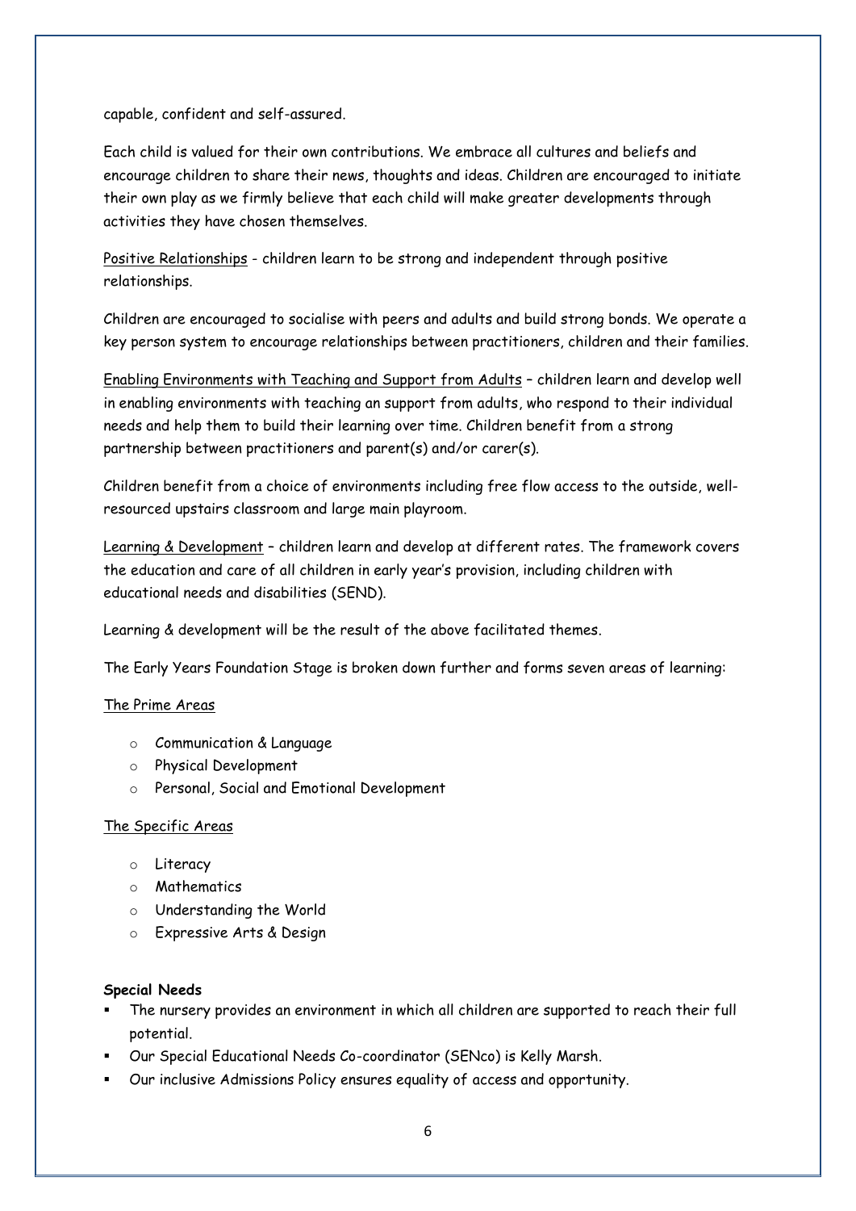capable, confident and self-assured.

Each child is valued for their own contributions. We embrace all cultures and beliefs and encourage children to share their news, thoughts and ideas. Children are encouraged to initiate their own play as we firmly believe that each child will make greater developments through activities they have chosen themselves.

Positive Relationships - children learn to be strong and independent through positive relationships.

Children are encouraged to socialise with peers and adults and build strong bonds. We operate a key person system to encourage relationships between practitioners, children and their families.

Enabling Environments with Teaching and Support from Adults – children learn and develop well in enabling environments with teaching an support from adults, who respond to their individual needs and help them to build their learning over time. Children benefit from a strong partnership between practitioners and parent(s) and/or carer(s).

Children benefit from a choice of environments including free flow access to the outside, well-resourced upstairs classroom and large main playroom.

Learning & Development – children learn and develop at different rates. The framework covers the education and care of all children in early year's provision, including children with educational needs and disabilities (SEND).

Learning & development will be the result of the above facilitated themes.

The Early Years Foundation Stage is broken down further and forms seven areas of learning:

The Prime Areas

- Communication & Language
- Physical Development
- Personal, Social and Emotional Development

The Specific Areas

- Literacy
- Mathematics
- Understanding the World
- Expressive Arts & Design

**Special Needs**

- The nursery provides an environment in which all children are supported to reach their full potential.
- Our Special Educational Needs Co-coordinator (SENco) is Kelly Marsh.
- Our inclusive Admissions Policy ensures equality of access and opportunity.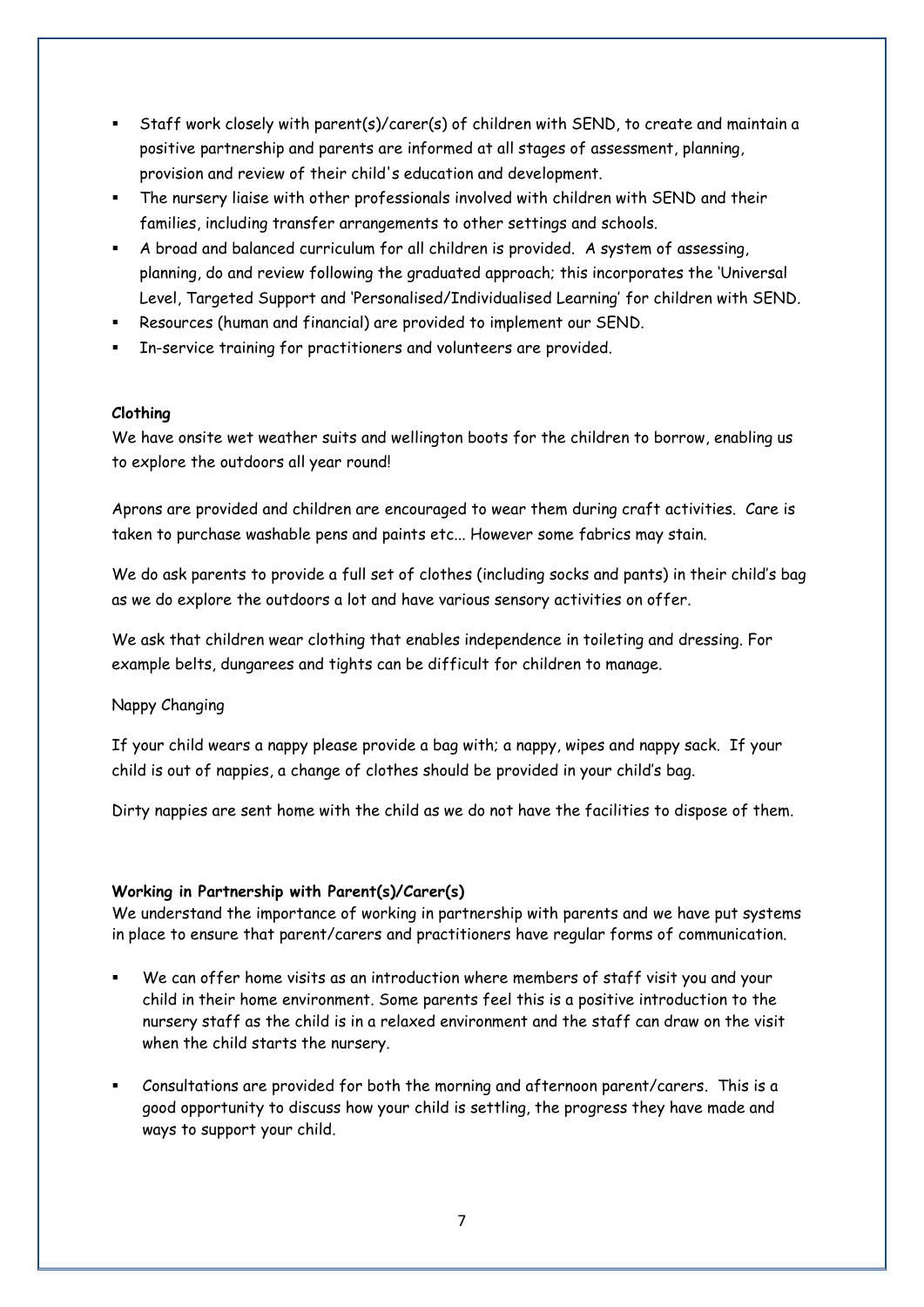- Staff work closely with parent(s)/carer(s) of children with SEND, to create and maintain a positive partnership and parents are informed at all stages of assessment, planning, provision and review of their child's education and development.
- The nursery liaise with other professionals involved with children with SEND and their families, including transfer arrangements to other settings and schools.
- A broad and balanced curriculum for all children is provided. A system of assessing, planning, do and review following the graduated approach; this incorporates the 'Universal Level, Targeted Support and 'Personalised/Individualised Learning' for children with SEND.
- Resources (human and financial) are provided to implement our SEND.
- In-service training for practitioners and volunteers are provided.

**Clothing**

We have onsite wet weather suits and wellington boots for the children to borrow, enabling us to explore the outdoors all year round!

Aprons are provided and children are encouraged to wear them during craft activities. Care is taken to purchase washable pens and paints etc... However some fabrics may stain.

We do ask parents to provide a full set of clothes (including socks and pants) in their child's bag as we do explore the outdoors a lot and have various sensory activities on offer.

We ask that children wear clothing that enables independence in toileting and dressing. For example belts, dungarees and tights can be difficult for children to manage.

Nappy Changing

If your child wears a nappy please provide a bag with; a nappy, wipes and nappy sack. If your child is out of nappies, a change of clothes should be provided in your child's bag.

Dirty nappies are sent home with the child as we do not have the facilities to dispose of them.

**Working in Partnership with Parent(s)/Carer(s)**

We understand the importance of working in partnership with parents and we have put systems in place to ensure that parent/carers and practitioners have regular forms of communication.

- We can offer home visits as an introduction where members of staff visit you and your child in their home environment. Some parents feel this is a positive introduction to the nursery staff as the child is in a relaxed environment and the staff can draw on the visit when the child starts the nursery.

- Consultations are provided for both the morning and afternoon parent/carers. This is a good opportunity to discuss how your child is settling, the progress they have made and ways to support your child.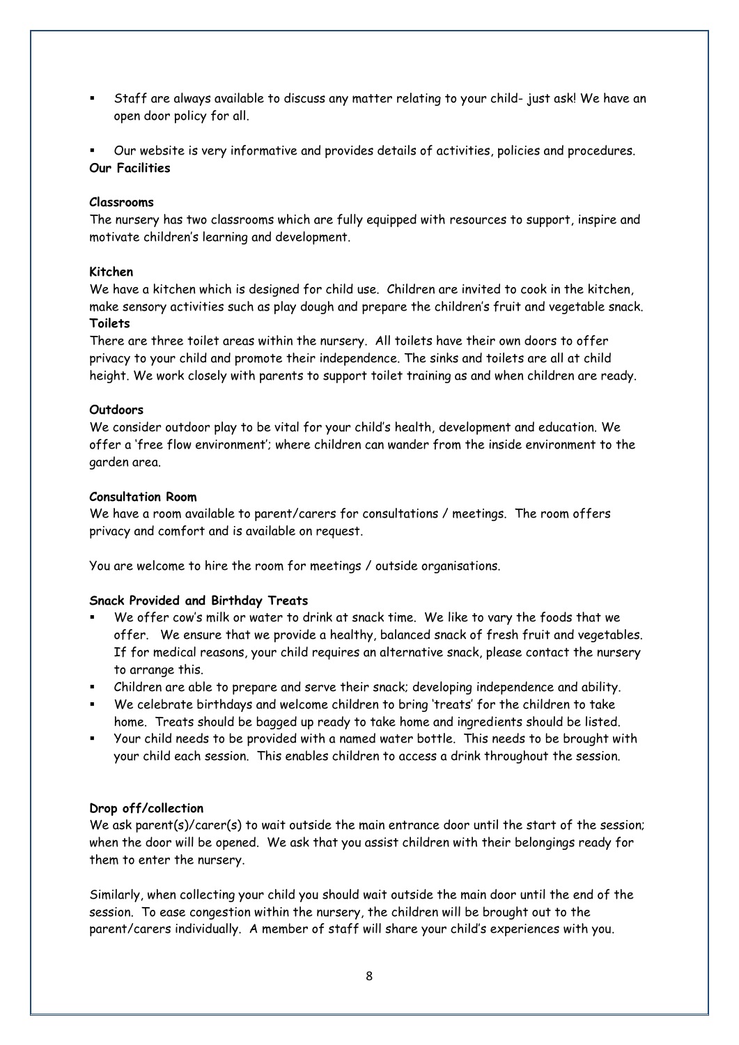- Staff are always available to discuss any matter relating to your child- just ask! We have an open door policy for all.
- Our website is very informative and provides details of activities, policies and procedures.

**Our Facilities**

**Classrooms**

The nursery has two classrooms which are fully equipped with resources to support, inspire and motivate children's learning and development.

**Kitchen**

We have a kitchen which is designed for child use. Children are invited to cook in the kitchen, make sensory activities such as play dough and prepare the children's fruit and vegetable snack.

**Toilets**

There are three toilet areas within the nursery. All toilets have their own doors to offer privacy to your child and promote their independence. The sinks and toilets are all at child height. We work closely with parents to support toilet training as and when children are ready.

**Outdoors**

We consider outdoor play to be vital for your child's health, development and education. We offer a 'free flow environment'; where children can wander from the inside environment to the garden area.

**Consultation Room**

We have a room available to parent/carers for consultations / meetings. The room offers privacy and comfort and is available on request.

You are welcome to hire the room for meetings / outside organisations.

**Snack Provided and Birthday Treats**

- We offer cow's milk or water to drink at snack time. We like to vary the foods that we offer. We ensure that we provide a healthy, balanced snack of fresh fruit and vegetables. If for medical reasons, your child requires an alternative snack, please contact the nursery to arrange this.
- Children are able to prepare and serve their snack; developing independence and ability.
- We celebrate birthdays and welcome children to bring 'treats' for the children to take home. Treats should be bagged up ready to take home and ingredients should be listed.
- Your child needs to be provided with a named water bottle. This needs to be brought with your child each session. This enables children to access a drink throughout the session.

**Drop off/collection**

We ask parent(s)/carer(s) to wait outside the main entrance door until the start of the session; when the door will be opened. We ask that you assist children with their belongings ready for them to enter the nursery.

Similarly, when collecting your child you should wait outside the main door until the end of the session. To ease congestion within the nursery, the children will be brought out to the parent/carers individually. A member of staff will share your child's experiences with you.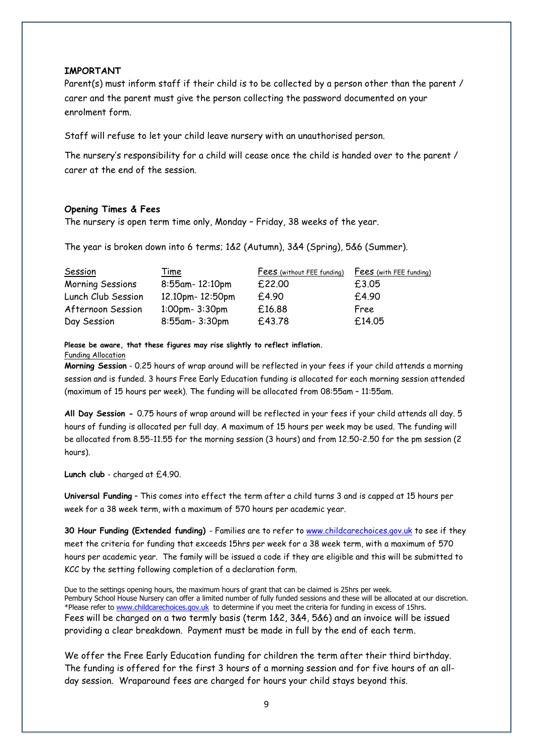**IMPORTANT**

Parent(s) must inform staff if their child is to be collected by a person other than the parent / carer and the parent must give the person collecting the password documented on your enrolment form.

Staff will refuse to let your child leave nursery with an unauthorised person.

The nursery's responsibility for a child will cease once the child is handed over to the parent / carer at the end of the session.

**Opening Times & Fees**

The nursery is open term time only, Monday – Friday, 38 weeks of the year.

The year is broken down into 6 terms; 1&2 (Autumn), 3&4 (Spring), 5&6 (Summer).

| Session | Time | Fees (without FEE funding) | Fees (with FEE funding) |
|---|---|---|---|
| Morning Sessions | 8:55am- 12:10pm | £22.00 | £3.05 |
| Lunch Club Session | 12.10pm- 12:50pm | £4.90 | £4.90 |
| Afternoon Session | 1:00pm- 3:30pm | £16.88 | Free |
| Day Session | 8:55am- 3:30pm | £43.78 | £14.05 |

**Please be aware, that these figures may rise slightly to reflect inflation.**

Funding Allocation

**Morning Session** - 0.25 hours of wrap around will be reflected in your fees if your child attends a morning session and is funded. 3 hours Free Early Education funding is allocated for each morning session attended (maximum of 15 hours per week). The funding will be allocated from 08:55am – 11:55am.

**All Day Session -** 0.75 hours of wrap around will be reflected in your fees if your child attends all day. 5 hours of funding is allocated per full day. A maximum of 15 hours per week may be used. The funding will be allocated from 8.55-11.55 for the morning session (3 hours) and from 12.50-2.50 for the pm session (2 hours).

**Lunch club** - charged at £4.90.

**Universal Funding** – This comes into effect the term after a child turns 3 and is capped at 15 hours per week for a 38 week term, with a maximum of 570 hours per academic year.

**30 Hour Funding (Extended funding)** - Families are to refer to www.childcarechoices.gov.uk to see if they meet the criteria for funding that exceeds 15hrs per week for a 38 week term, with a maximum of 570 hours per academic year. The family will be issued a code if they are eligible and this will be submitted to KCC by the setting following completion of a declaration form.

Due to the settings opening hours, the maximum hours of grant that can be claimed is 25hrs per week.
Pembury School House Nursery can offer a limited number of fully funded sessions and these will be allocated at our discretion.
*Please refer to www.childcarechoices.gov.uk to determine if you meet the criteria for funding in excess of 15hrs.

Fees will be charged on a two termly basis (term 1&2, 3&4, 5&6) and an invoice will be issued providing a clear breakdown. Payment must be made in full by the end of each term.

We offer the Free Early Education funding for children the term after their third birthday. The funding is offered for the first 3 hours of a morning session and for five hours of an all-day session. Wraparound fees are charged for hours your child stays beyond this.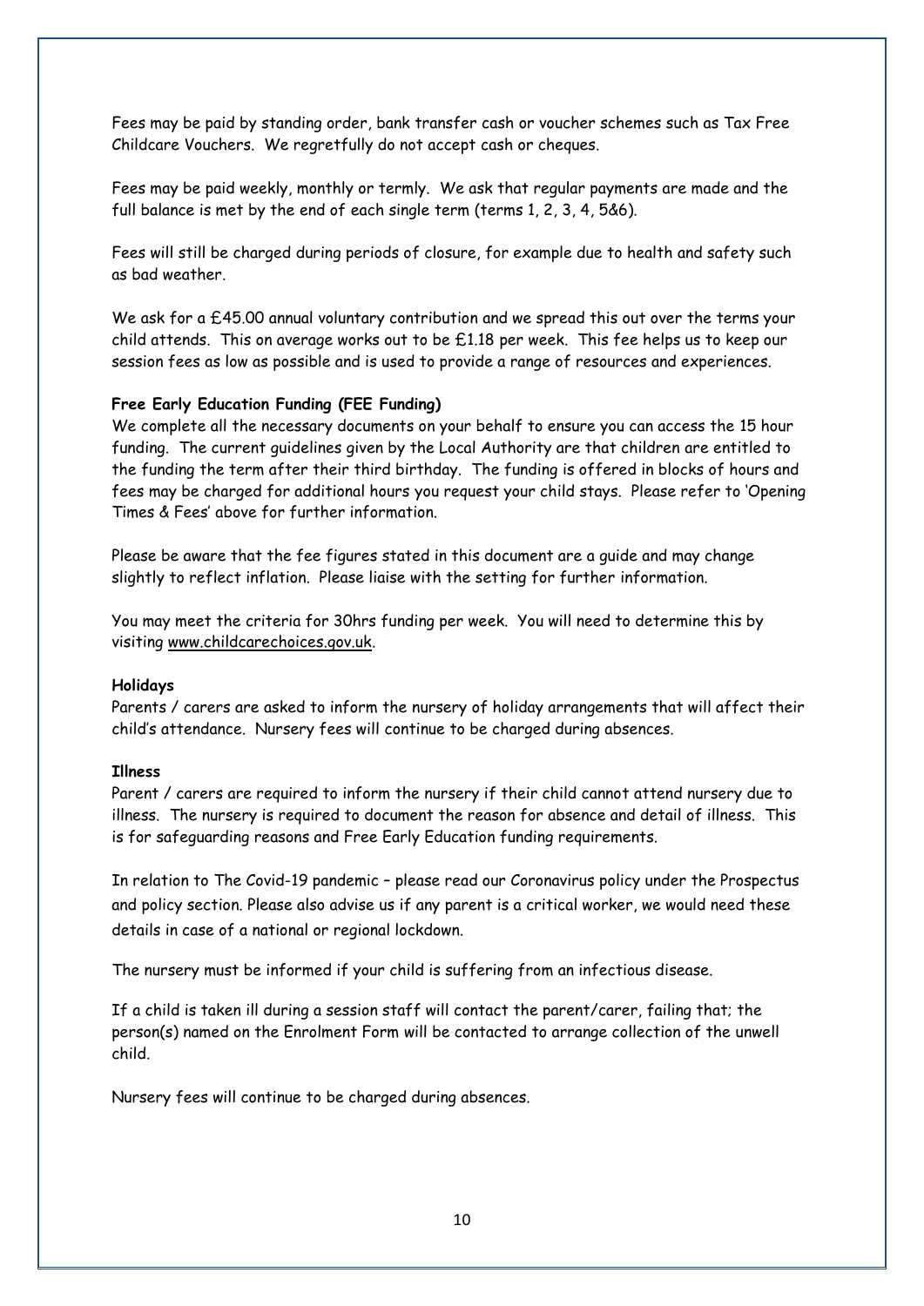Fees may be paid by standing order, bank transfer cash or voucher schemes such as Tax Free Childcare Vouchers. We regretfully do not accept cash or cheques.

Fees may be paid weekly, monthly or termly. We ask that regular payments are made and the full balance is met by the end of each single term (terms 1, 2, 3, 4, 5&6).

Fees will still be charged during periods of closure, for example due to health and safety such as bad weather.

We ask for a £45.00 annual voluntary contribution and we spread this out over the terms your child attends. This on average works out to be £1.18 per week. This fee helps us to keep our session fees as low as possible and is used to provide a range of resources and experiences.

**Free Early Education Funding (FEE Funding)**

We complete all the necessary documents on your behalf to ensure you can access the 15 hour funding. The current guidelines given by the Local Authority are that children are entitled to the funding the term after their third birthday. The funding is offered in blocks of hours and fees may be charged for additional hours you request your child stays. Please refer to 'Opening Times & Fees' above for further information.

Please be aware that the fee figures stated in this document are a guide and may change slightly to reflect inflation. Please liaise with the setting for further information.

You may meet the criteria for 30hrs funding per week. You will need to determine this by visiting www.childcarechoices.gov.uk.

**Holidays**

Parents / carers are asked to inform the nursery of holiday arrangements that will affect their child's attendance. Nursery fees will continue to be charged during absences.

**Illness**

Parent / carers are required to inform the nursery if their child cannot attend nursery due to illness. The nursery is required to document the reason for absence and detail of illness. This is for safeguarding reasons and Free Early Education funding requirements.

In relation to The Covid-19 pandemic – please read our Coronavirus policy under the Prospectus and policy section. Please also advise us if any parent is a critical worker, we would need these details in case of a national or regional lockdown.

The nursery must be informed if your child is suffering from an infectious disease.

If a child is taken ill during a session staff will contact the parent/carer, failing that; the person(s) named on the Enrolment Form will be contacted to arrange collection of the unwell child.

Nursery fees will continue to be charged during absences.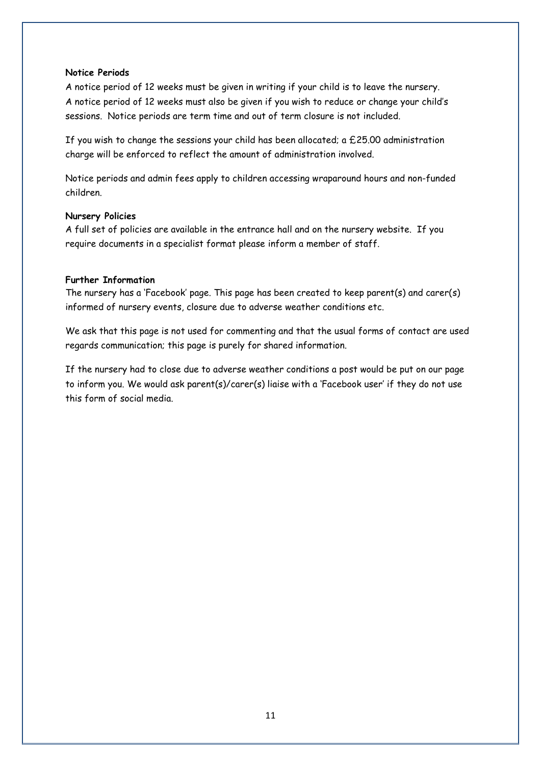**Notice Periods**

A notice period of 12 weeks must be given in writing if your child is to leave the nursery. A notice period of 12 weeks must also be given if you wish to reduce or change your child's sessions. Notice periods are term time and out of term closure is not included.

If you wish to change the sessions your child has been allocated; a £25.00 administration charge will be enforced to reflect the amount of administration involved.

Notice periods and admin fees apply to children accessing wraparound hours and non-funded children.

**Nursery Policies**

A full set of policies are available in the entrance hall and on the nursery website. If you require documents in a specialist format please inform a member of staff.

**Further Information**

The nursery has a 'Facebook' page. This page has been created to keep parent(s) and carer(s) informed of nursery events, closure due to adverse weather conditions etc.

We ask that this page is not used for commenting and that the usual forms of contact are used regards communication; this page is purely for shared information.

If the nursery had to close due to adverse weather conditions a post would be put on our page to inform you. We would ask parent(s)/carer(s) liaise with a 'Facebook user' if they do not use this form of social media.